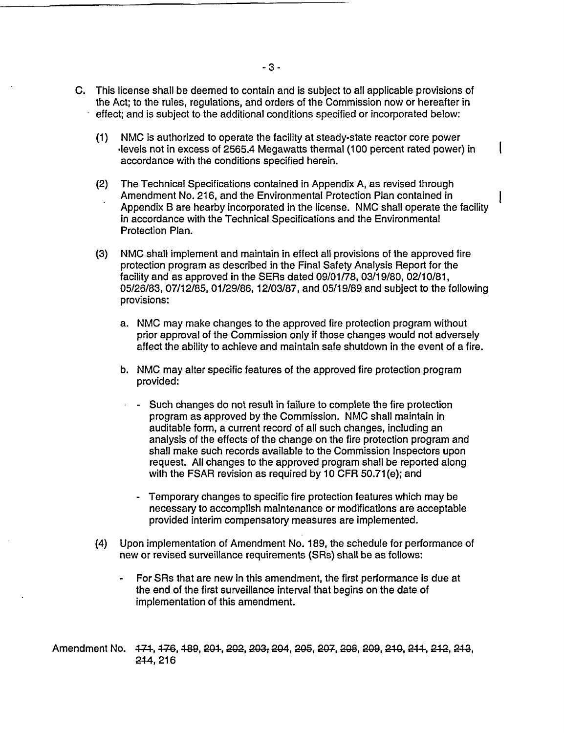C. This license shall be deemed to contain and is subject to all applicable provisions of the Act; to the rules, regulations, and orders of the Commission now or hereafter in effect; and is subject to the additional conditions specified or incorporated below:

   (1) NMC is authorized to operate the facility at steady-state reactor core power levels not in excess of 2565.4 Megawatts thermal (100 percent rated power) in accordance with the conditions specified herein.

   (2) The Technical Specifications contained in Appendix A, as revised through Amendment No. 216, and the Environmental Protection Plan contained in Appendix B are hearby incorporated in the license. NMC shall operate the facility in accordance with the Technical Specifications and the Environmental Protection Plan.

   (3) NMC shall implement and maintain in effect all provisions of the approved fire protection program as described in the Final Safety Analysis Report for the facility and as approved in the SERs dated 09/01/78, 03/19/80, 02/10/81, 05/26/83, 07/12/85, 01/29/86, 12/03/87, and 05/19/89 and subject to the following provisions:

      a. NMC may make changes to the approved fire protection program without prior approval of the Commission only if those changes would not adversely affect the ability to achieve and maintain safe shutdown in the event of a fire.

      b. NMC may alter specific features of the approved fire protection program provided:

         - Such changes do not result in failure to complete the fire protection program as approved by the Commission. NMC shall maintain in auditable form, a current record of all such changes, including an analysis of the effects of the change on the fire protection program and shall make such records available to the Commission Inspectors upon request. All changes to the approved program shall be reported along with the FSAR revision as required by 10 CFR 50.71(e); and

         - Temporary changes to specific fire protection features which may be necessary to accomplish maintenance or modifications are acceptable provided interim compensatory measures are implemented.

   (4) Upon implementation of Amendment No. 189, the schedule for performance of new or revised surveillance requirements (SRs) shall be as follows:

      - For SRs that are new in this amendment, the first performance is due at the end of the first surveillance interval that begins on the date of implementation of this amendment.

Amendment No. ~~171~~, ~~176~~, ~~189~~, ~~201~~, ~~202~~, ~~203~~, ~~204~~, ~~205~~, ~~207~~, ~~208~~, ~~209~~, ~~210~~, ~~211~~, ~~212~~, ~~213~~, ~~214~~, 216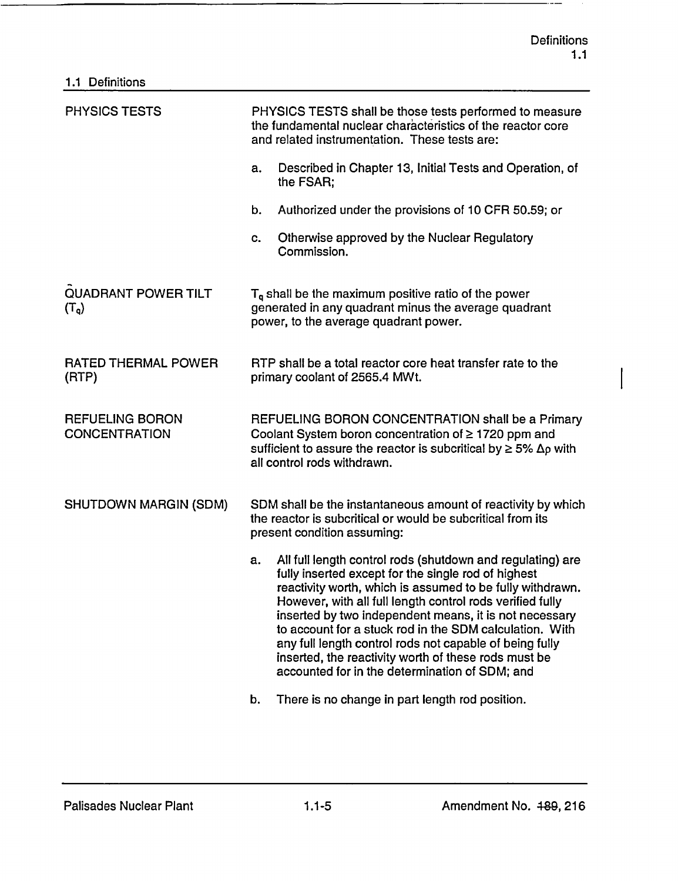## 1.1 Definitions

| | |
|---|---|
| PHYSICS TESTS | PHYSICS TESTS shall be those tests performed to measure the fundamental nuclear characteristics of the reactor core and related instrumentation. These tests are:<br><br>a. Described in Chapter 13, Initial Tests and Operation, of the FSAR;<br><br>b. Authorized under the provisions of 10 CFR 50.59; or<br><br>c. Otherwise approved by the Nuclear Regulatory Commission. |
| QUADRANT POWER TILT ($T_q$) | $T_q$ shall be the maximum positive ratio of the power generated in any quadrant minus the average quadrant power, to the average quadrant power. |
| RATED THERMAL POWER (RTP) | RTP shall be a total reactor core heat transfer rate to the primary coolant of 2565.4 MWt. |
| REFUELING BORON CONCENTRATION | REFUELING BORON CONCENTRATION shall be a Primary Coolant System boron concentration of ≥ 1720 ppm and sufficient to assure the reactor is subcritical by ≥ 5% $\Delta\rho$ with all control rods withdrawn. |
| SHUTDOWN MARGIN (SDM) | SDM shall be the instantaneous amount of reactivity by which the reactor is subcritical or would be subcritical from its present condition assuming:<br><br>a. All full length control rods (shutdown and regulating) are fully inserted except for the single rod of highest reactivity worth, which is assumed to be fully withdrawn. However, with all full length control rods verified fully inserted by two independent means, it is not necessary to account for a stuck rod in the SDM calculation. With any full length control rods not capable of being fully inserted, the reactivity worth of these rods must be accounted for in the determination of SDM; and<br><br>b. There is no change in part length rod position. |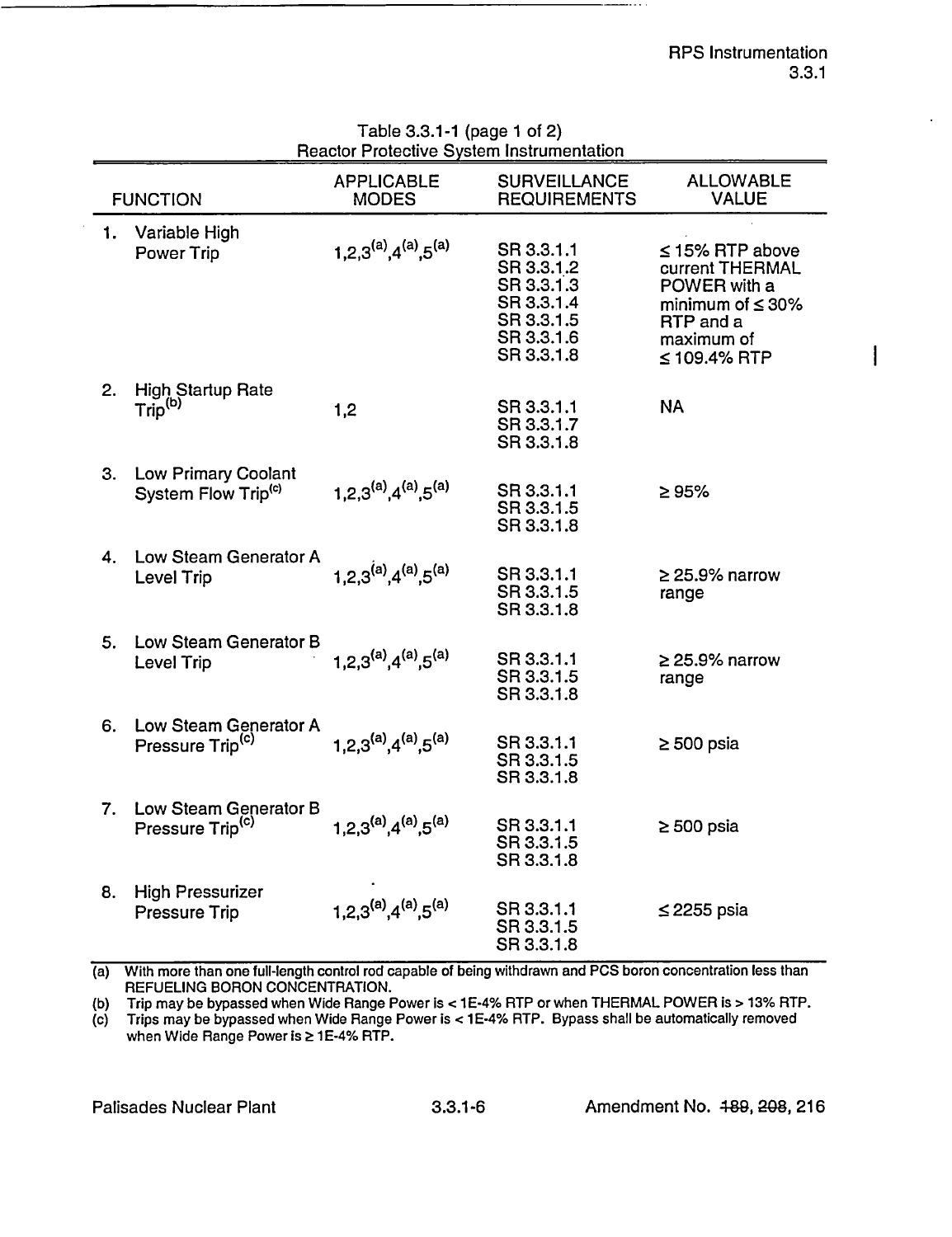Table 3.3.1-1 (page 1 of 2)
Reactor Protective System Instrumentation

| FUNCTION | APPLICABLE MODES | SURVEILLANCE REQUIREMENTS | ALLOWABLE VALUE |
|---|---|---|---|
| 1. Variable High Power Trip | 1,2,3[(a)],4[(a)],5[(a)] | SR 3.3.1.1<br>SR 3.3.1.2<br>SR 3.3.1.3<br>SR 3.3.1.4<br>SR 3.3.1.5<br>SR 3.3.1.6<br>SR 3.3.1.8 | ≤ 15% RTP above current THERMAL POWER with a minimum of ≤ 30% RTP and a maximum of ≤ 109.4% RTP |
| 2. High Startup Rate Trip[(b)] | 1,2 | SR 3.3.1.1<br>SR 3.3.1.7<br>SR 3.3.1.8 | NA |
| 3. Low Primary Coolant System Flow Trip[(c)] | 1,2,3[(a)],4[(a)],5[(a)] | SR 3.3.1.1<br>SR 3.3.1.5<br>SR 3.3.1.8 | ≥ 95% |
| 4. Low Steam Generator A Level Trip | 1,2,3[(a)],4[(a)],5[(a)] | SR 3.3.1.1<br>SR 3.3.1.5<br>SR 3.3.1.8 | ≥ 25.9% narrow range |
| 5. Low Steam Generator B Level Trip | 1,2,3[(a)],4[(a)],5[(a)] | SR 3.3.1.1<br>SR 3.3.1.5<br>SR 3.3.1.8 | ≥ 25.9% narrow range |
| 6. Low Steam Generator A Pressure Trip[(c)] | 1,2,3[(a)],4[(a)],5[(a)] | SR 3.3.1.1<br>SR 3.3.1.5<br>SR 3.3.1.8 | ≥ 500 psia |
| 7. Low Steam Generator B Pressure Trip[(c)] | 1,2,3[(a)],4[(a)],5[(a)] | SR 3.3.1.1<br>SR 3.3.1.5<br>SR 3.3.1.8 | ≥ 500 psia |
| 8. High Pressurizer Pressure Trip | 1,2,3[(a)],4[(a)],5[(a)] | SR 3.3.1.1<br>SR 3.3.1.5<br>SR 3.3.1.8 | ≤ 2255 psia |

(a) With more than one full-length control rod capable of being withdrawn and PCS boron concentration less than REFUELING BORON CONCENTRATION.

(b) Trip may be bypassed when Wide Range Power is < 1E-4% RTP or when THERMAL POWER is > 13% RTP.

(c) Trips may be bypassed when Wide Range Power is < 1E-4% RTP. Bypass shall be automatically removed when Wide Range Power is ≥ 1E-4% RTP.